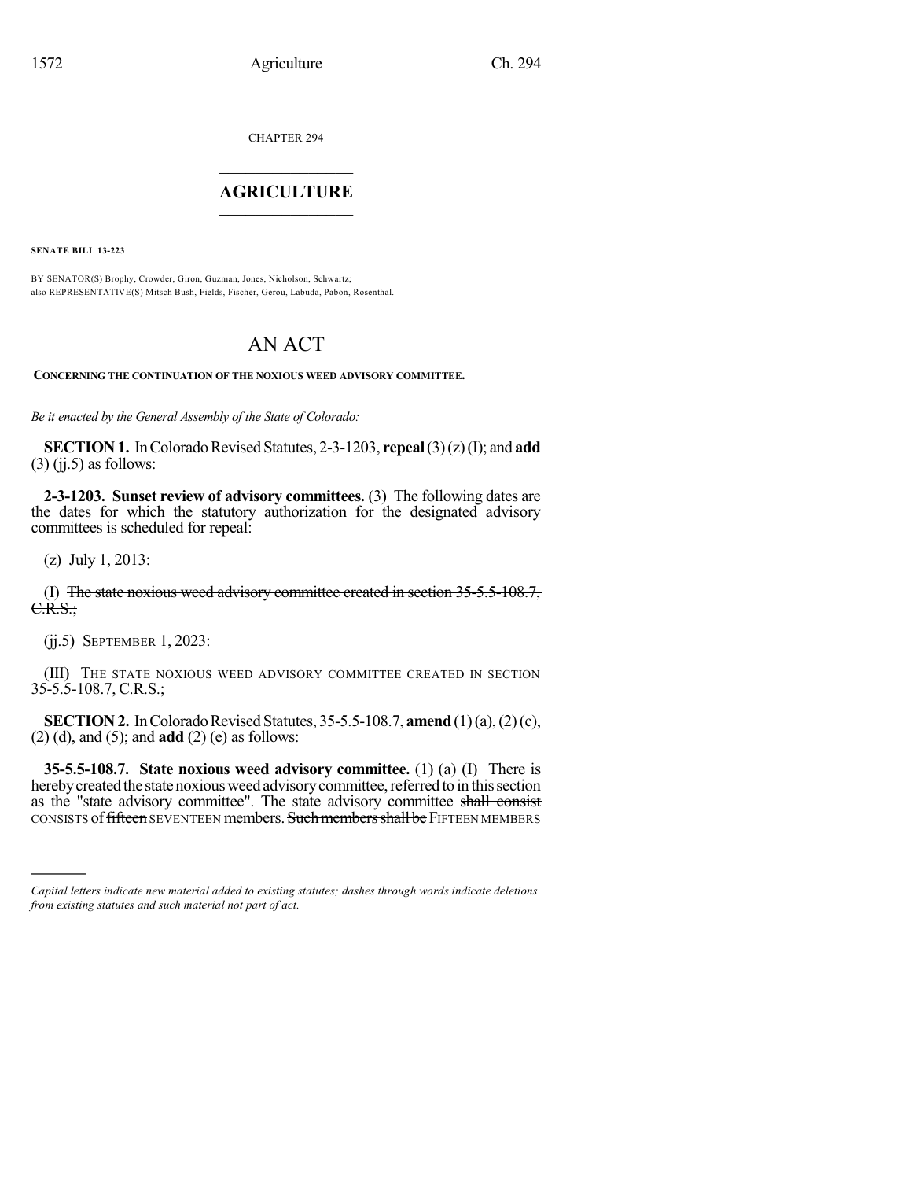CHAPTER 294

# AGRICULTURE

**SENATE BILL 13-223**

BY SENATOR(S) Brophy, Crowder, Giron, Guzman, Jones, Nicholson, Schwartz;
also REPRESENTATIVE(S) Mitsch Bush, Fields, Fischer, Gerou, Labuda, Pabon, Rosenthal.

# AN ACT

**CONCERNING THE CONTINUATION OF THE NOXIOUS WEED ADVISORY COMMITTEE.**

*Be it enacted by the General Assembly of the State of Colorado:*

**SECTION 1.** In Colorado Revised Statutes, 2-3-1203, **repeal** (3) (z) (I); and **add** (3) (jj.5) as follows:

**2-3-1203. Sunset review of advisory committees.** (3) The following dates are the dates for which the statutory authorization for the designated advisory committees is scheduled for repeal:

(z) July 1, 2013:

(I) ~~The state noxious weed advisory committee created in section 35-5.5-108.7, C.R.S.;~~

(jj.5) SEPTEMBER 1, 2023:

(III) THE STATE NOXIOUS WEED ADVISORY COMMITTEE CREATED IN SECTION 35-5.5-108.7, C.R.S.;

**SECTION 2.** In Colorado Revised Statutes, 35-5.5-108.7, **amend** (1) (a), (2) (c), (2) (d), and (5); and **add** (2) (e) as follows:

**35-5.5-108.7. State noxious weed advisory committee.** (1) (a) (I) There is hereby created the state noxious weed advisory committee, referred to in this section as the "state advisory committee". The state advisory committee ~~shall consist~~ CONSISTS of ~~fifteen~~ SEVENTEEN members. ~~Such members shall be~~ FIFTEEN MEMBERS

---

*Capital letters indicate new material added to existing statutes; dashes through words indicate deletions from existing statutes and such material not part of act.*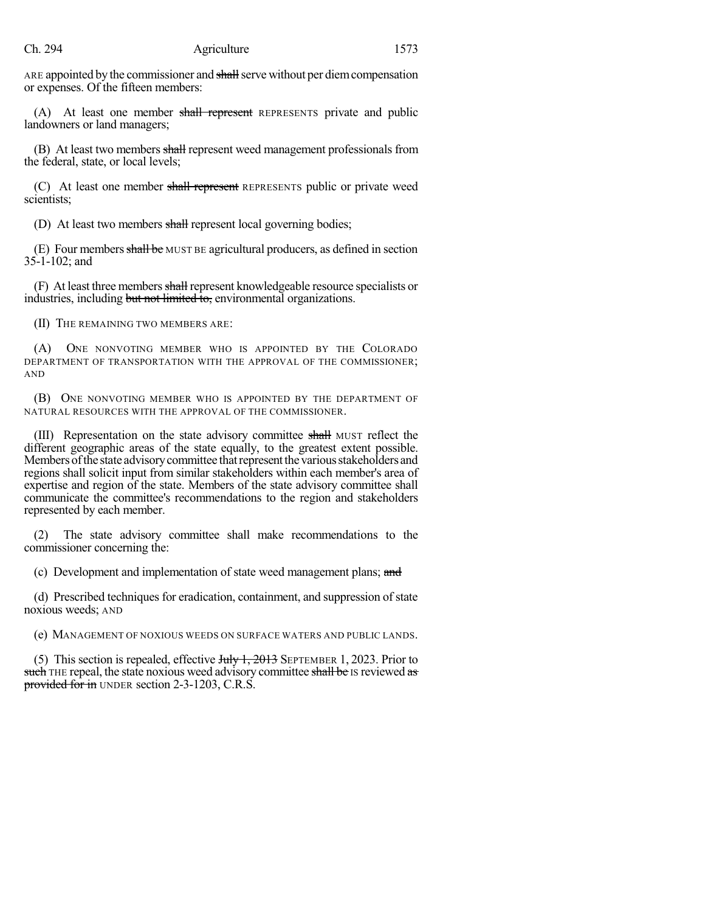ARE appointed by the commissioner and ~~shall~~ serve without per diem compensation or expenses. Of the fifteen members:

(A) At least one member ~~shall represent~~ REPRESENTS private and public landowners or land managers;

(B) At least two members ~~shall~~ represent weed management professionals from the federal, state, or local levels;

(C) At least one member ~~shall represent~~ REPRESENTS public or private weed scientists;

(D) At least two members ~~shall~~ represent local governing bodies;

(E) Four members ~~shall be~~ MUST BE agricultural producers, as defined in section 35-1-102; and

(F) At least three members ~~shall~~ represent knowledgeable resource specialists or industries, including ~~but not limited to,~~ environmental organizations.

(II) THE REMAINING TWO MEMBERS ARE:

(A) ONE NONVOTING MEMBER WHO IS APPOINTED BY THE COLORADO DEPARTMENT OF TRANSPORTATION WITH THE APPROVAL OF THE COMMISSIONER; AND

(B) ONE NONVOTING MEMBER WHO IS APPOINTED BY THE DEPARTMENT OF NATURAL RESOURCES WITH THE APPROVAL OF THE COMMISSIONER.

(III) Representation on the state advisory committee ~~shall~~ MUST reflect the different geographic areas of the state equally, to the greatest extent possible. Members of the state advisory committee that represent the various stakeholders and regions shall solicit input from similar stakeholders within each member's area of expertise and region of the state. Members of the state advisory committee shall communicate the committee's recommendations to the region and stakeholders represented by each member.

(2) The state advisory committee shall make recommendations to the commissioner concerning the:

(c) Development and implementation of state weed management plans; ~~and~~

(d) Prescribed techniques for eradication, containment, and suppression of state noxious weeds; AND

(e) MANAGEMENT OF NOXIOUS WEEDS ON SURFACE WATERS AND PUBLIC LANDS.

(5) This section is repealed, effective ~~July 1, 2013~~ SEPTEMBER 1, 2023. Prior to ~~such~~ THE repeal, the state noxious weed advisory committee ~~shall be~~ IS reviewed ~~as provided for in~~ UNDER section 2-3-1203, C.R.S.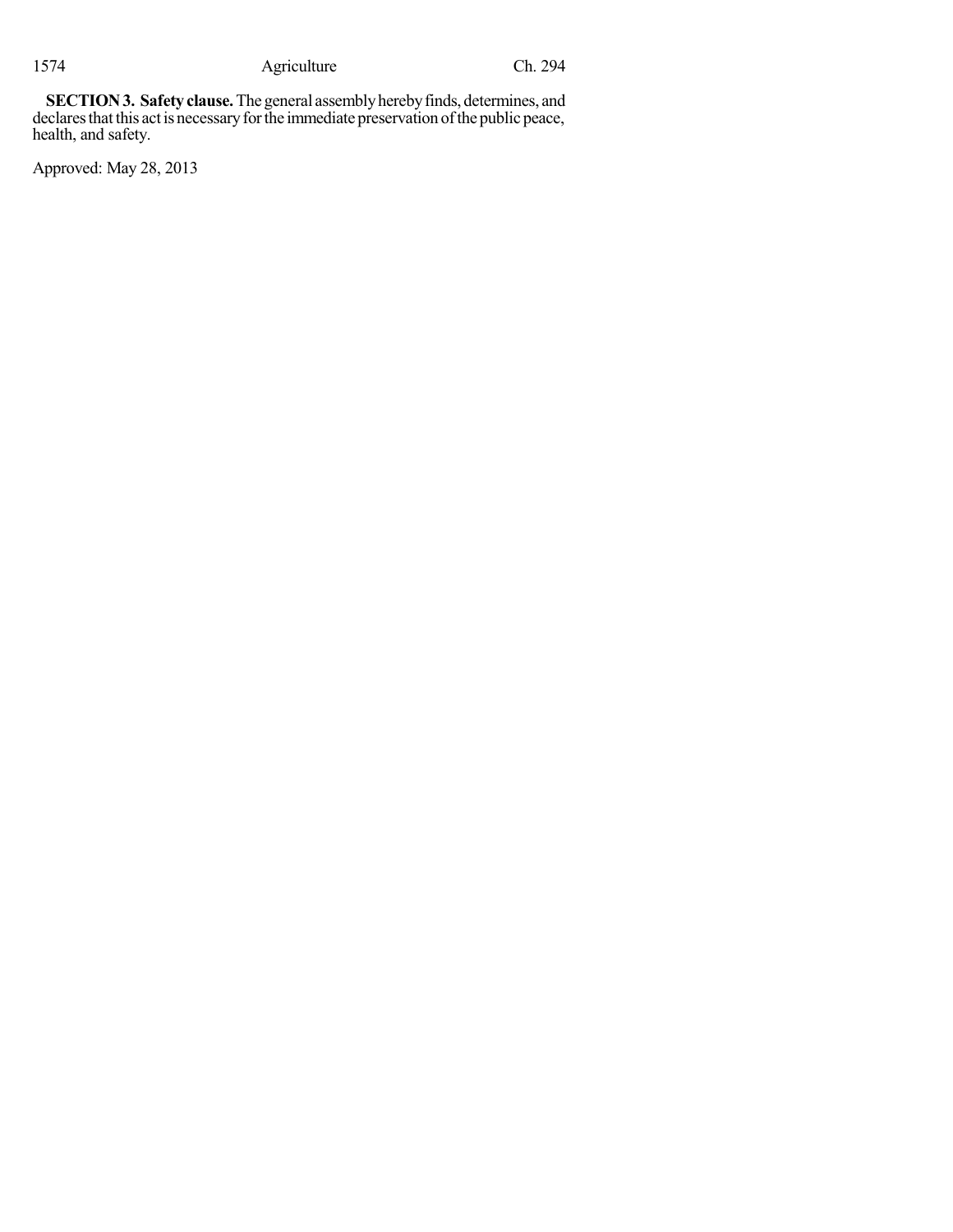**SECTION 3. Safety clause.** The general assembly hereby finds, determines, and declares that this act is necessary for the immediate preservation of the public peace, health, and safety.

Approved: May 28, 2013